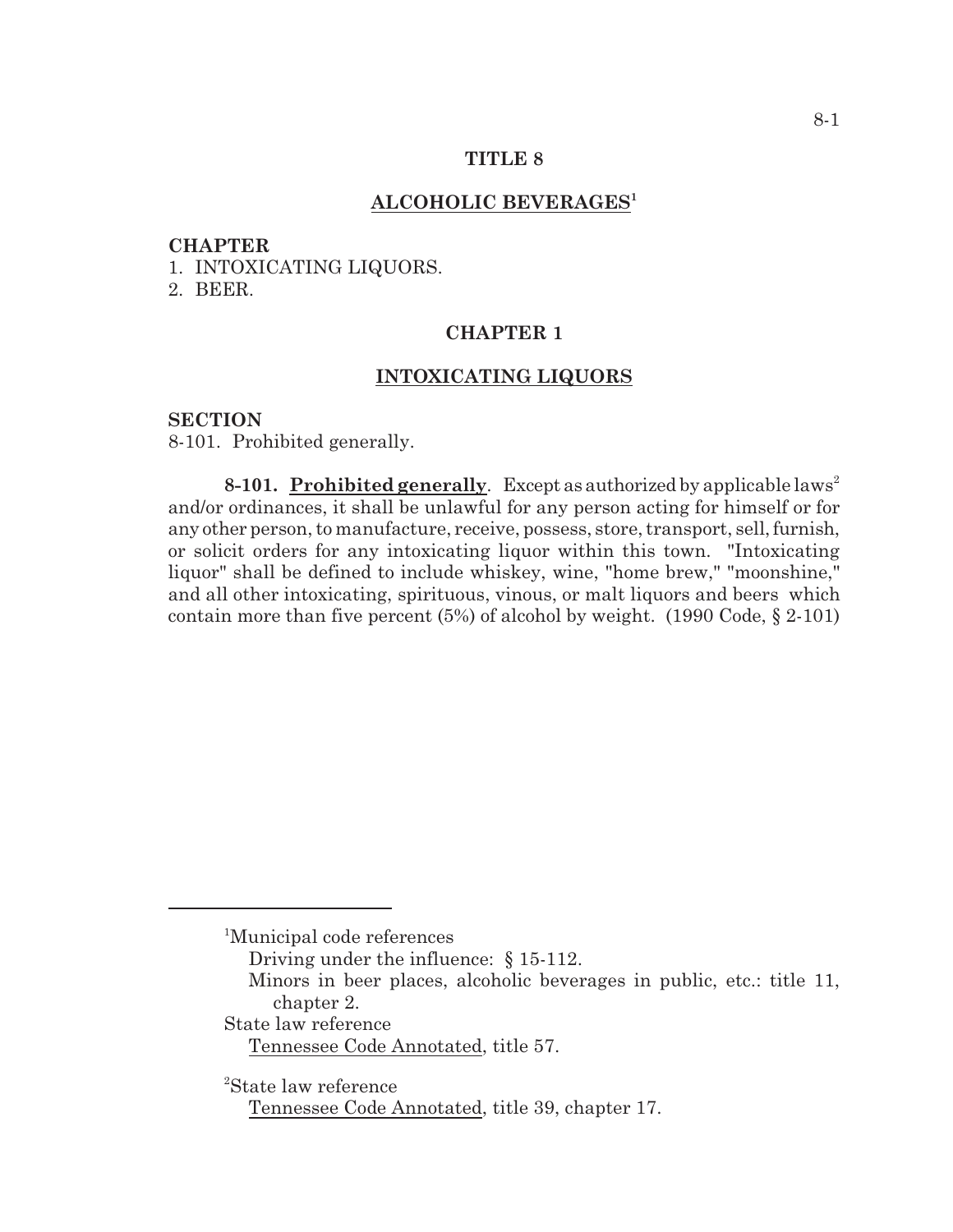# TITLE 8

## ALCOHOLIC BEVERAGES[1]

**CHAPTER**

1. INTOXICATING LIQUORS.
2. BEER.

## CHAPTER 1

## INTOXICATING LIQUORS

**SECTION**

8-101. Prohibited generally.

**8-101. Prohibited generally**. Except as authorized by applicable laws[2] and/or ordinances, it shall be unlawful for any person acting for himself or for any other person, to manufacture, receive, possess, store, transport, sell, furnish, or solicit orders for any intoxicating liquor within this town. "Intoxicating liquor" shall be defined to include whiskey, wine, "home brew," "moonshine," and all other intoxicating, spirituous, vinous, or malt liquors and beers which contain more than five percent (5%) of alcohol by weight. (1990 Code, § 2-101)

---

[1]Municipal code references

Driving under the influence: § 15-112.

Minors in beer places, alcoholic beverages in public, etc.: title 11, chapter 2.

State law reference

Tennessee Code Annotated, title 57.

[2]State law reference

Tennessee Code Annotated, title 39, chapter 17.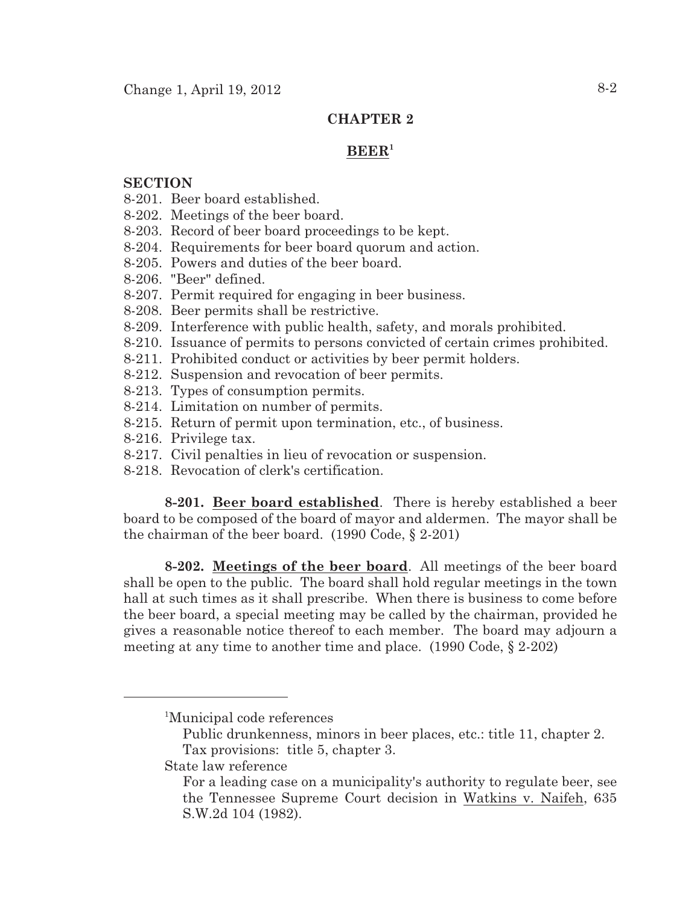## CHAPTER 2

## BEER[1]

**SECTION**

8-201. Beer board established.
8-202. Meetings of the beer board.
8-203. Record of beer board proceedings to be kept.
8-204. Requirements for beer board quorum and action.
8-205. Powers and duties of the beer board.
8-206. "Beer" defined.
8-207. Permit required for engaging in beer business.
8-208. Beer permits shall be restrictive.
8-209. Interference with public health, safety, and morals prohibited.
8-210. Issuance of permits to persons convicted of certain crimes prohibited.
8-211. Prohibited conduct or activities by beer permit holders.
8-212. Suspension and revocation of beer permits.
8-213. Types of consumption permits.
8-214. Limitation on number of permits.
8-215. Return of permit upon termination, etc., of business.
8-216. Privilege tax.
8-217. Civil penalties in lieu of revocation or suspension.
8-218. Revocation of clerk's certification.

**8-201. Beer board established**. There is hereby established a beer board to be composed of the board of mayor and aldermen. The mayor shall be the chairman of the beer board. (1990 Code, § 2-201)

**8-202. Meetings of the beer board**. All meetings of the beer board shall be open to the public. The board shall hold regular meetings in the town hall at such times as it shall prescribe. When there is business to come before the beer board, a special meeting may be called by the chairman, provided he gives a reasonable notice thereof to each member. The board may adjourn a meeting at any time to another time and place. (1990 Code, § 2-202)

---

[1]Municipal code references
Public drunkenness, minors in beer places, etc.: title 11, chapter 2.
Tax provisions: title 5, chapter 3.

State law reference
For a leading case on a municipality's authority to regulate beer, see the Tennessee Supreme Court decision in Watkins v. Naifeh, 635 S.W.2d 104 (1982).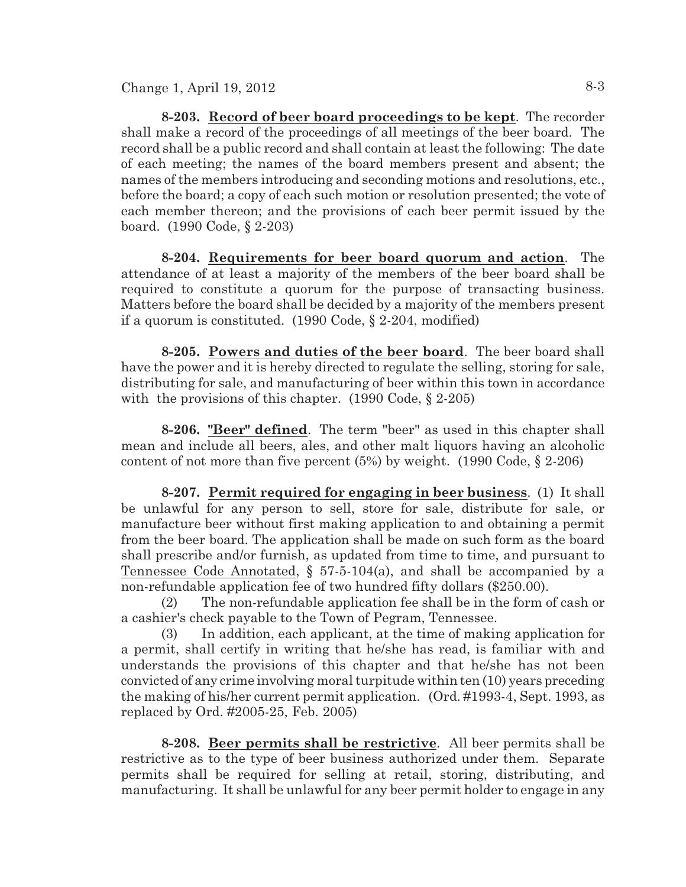**8-203. Record of beer board proceedings to be kept**. The recorder shall make a record of the proceedings of all meetings of the beer board. The record shall be a public record and shall contain at least the following: The date of each meeting; the names of the board members present and absent; the names of the members introducing and seconding motions and resolutions, etc., before the board; a copy of each such motion or resolution presented; the vote of each member thereon; and the provisions of each beer permit issued by the board. (1990 Code, § 2-203)

**8-204. Requirements for beer board quorum and action**. The attendance of at least a majority of the members of the beer board shall be required to constitute a quorum for the purpose of transacting business. Matters before the board shall be decided by a majority of the members present if a quorum is constituted. (1990 Code, § 2-204, modified)

**8-205. Powers and duties of the beer board**. The beer board shall have the power and it is hereby directed to regulate the selling, storing for sale, distributing for sale, and manufacturing of beer within this town in accordance with the provisions of this chapter. (1990 Code, § 2-205)

**8-206. "Beer" defined**. The term "beer" as used in this chapter shall mean and include all beers, ales, and other malt liquors having an alcoholic content of not more than five percent (5%) by weight. (1990 Code, § 2-206)

**8-207. Permit required for engaging in beer business**. (1) It shall be unlawful for any person to sell, store for sale, distribute for sale, or manufacture beer without first making application to and obtaining a permit from the beer board. The application shall be made on such form as the board shall prescribe and/or furnish, as updated from time to time, and pursuant to Tennessee Code Annotated, § 57-5-104(a), and shall be accompanied by a non-refundable application fee of two hundred fifty dollars ($250.00).

(2) The non-refundable application fee shall be in the form of cash or a cashier's check payable to the Town of Pegram, Tennessee.

(3) In addition, each applicant, at the time of making application for a permit, shall certify in writing that he/she has read, is familiar with and understands the provisions of this chapter and that he/she has not been convicted of any crime involving moral turpitude within ten (10) years preceding the making of his/her current permit application. (Ord. #1993-4, Sept. 1993, as replaced by Ord. #2005-25, Feb. 2005)

**8-208. Beer permits shall be restrictive**. All beer permits shall be restrictive as to the type of beer business authorized under them. Separate permits shall be required for selling at retail, storing, distributing, and manufacturing. It shall be unlawful for any beer permit holder to engage in any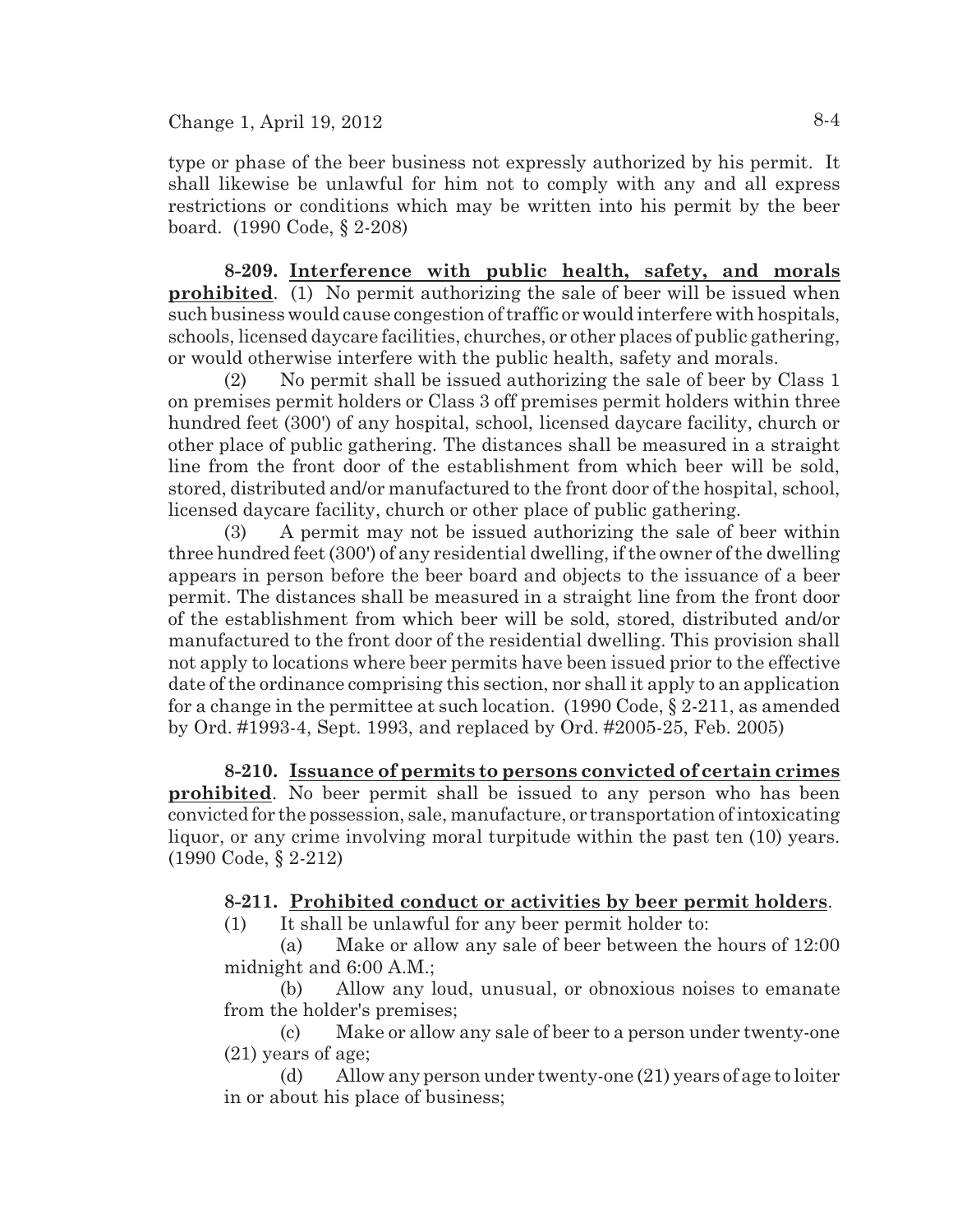type or phase of the beer business not expressly authorized by his permit. It shall likewise be unlawful for him not to comply with any and all express restrictions or conditions which may be written into his permit by the beer board. (1990 Code, § 2-208)

**8-209. Interference with public health, safety, and morals prohibited**. (1) No permit authorizing the sale of beer will be issued when such business would cause congestion of traffic or would interfere with hospitals, schools, licensed daycare facilities, churches, or other places of public gathering, or would otherwise interfere with the public health, safety and morals.

(2) No permit shall be issued authorizing the sale of beer by Class 1 on premises permit holders or Class 3 off premises permit holders within three hundred feet (300') of any hospital, school, licensed daycare facility, church or other place of public gathering. The distances shall be measured in a straight line from the front door of the establishment from which beer will be sold, stored, distributed and/or manufactured to the front door of the hospital, school, licensed daycare facility, church or other place of public gathering.

(3) A permit may not be issued authorizing the sale of beer within three hundred feet (300') of any residential dwelling, if the owner of the dwelling appears in person before the beer board and objects to the issuance of a beer permit. The distances shall be measured in a straight line from the front door of the establishment from which beer will be sold, stored, distributed and/or manufactured to the front door of the residential dwelling. This provision shall not apply to locations where beer permits have been issued prior to the effective date of the ordinance comprising this section, nor shall it apply to an application for a change in the permittee at such location. (1990 Code, § 2-211, as amended by Ord. #1993-4, Sept. 1993, and replaced by Ord. #2005-25, Feb. 2005)

**8-210. Issuance of permits to persons convicted of certain crimes prohibited**. No beer permit shall be issued to any person who has been convicted for the possession, sale, manufacture, or transportation of intoxicating liquor, or any crime involving moral turpitude within the past ten (10) years. (1990 Code, § 2-212)

**8-211. Prohibited conduct or activities by beer permit holders**.

(1) It shall be unlawful for any beer permit holder to:

(a) Make or allow any sale of beer between the hours of 12:00 midnight and 6:00 A.M.;

(b) Allow any loud, unusual, or obnoxious noises to emanate from the holder's premises;

(c) Make or allow any sale of beer to a person under twenty-one (21) years of age;

(d) Allow any person under twenty-one (21) years of age to loiter in or about his place of business;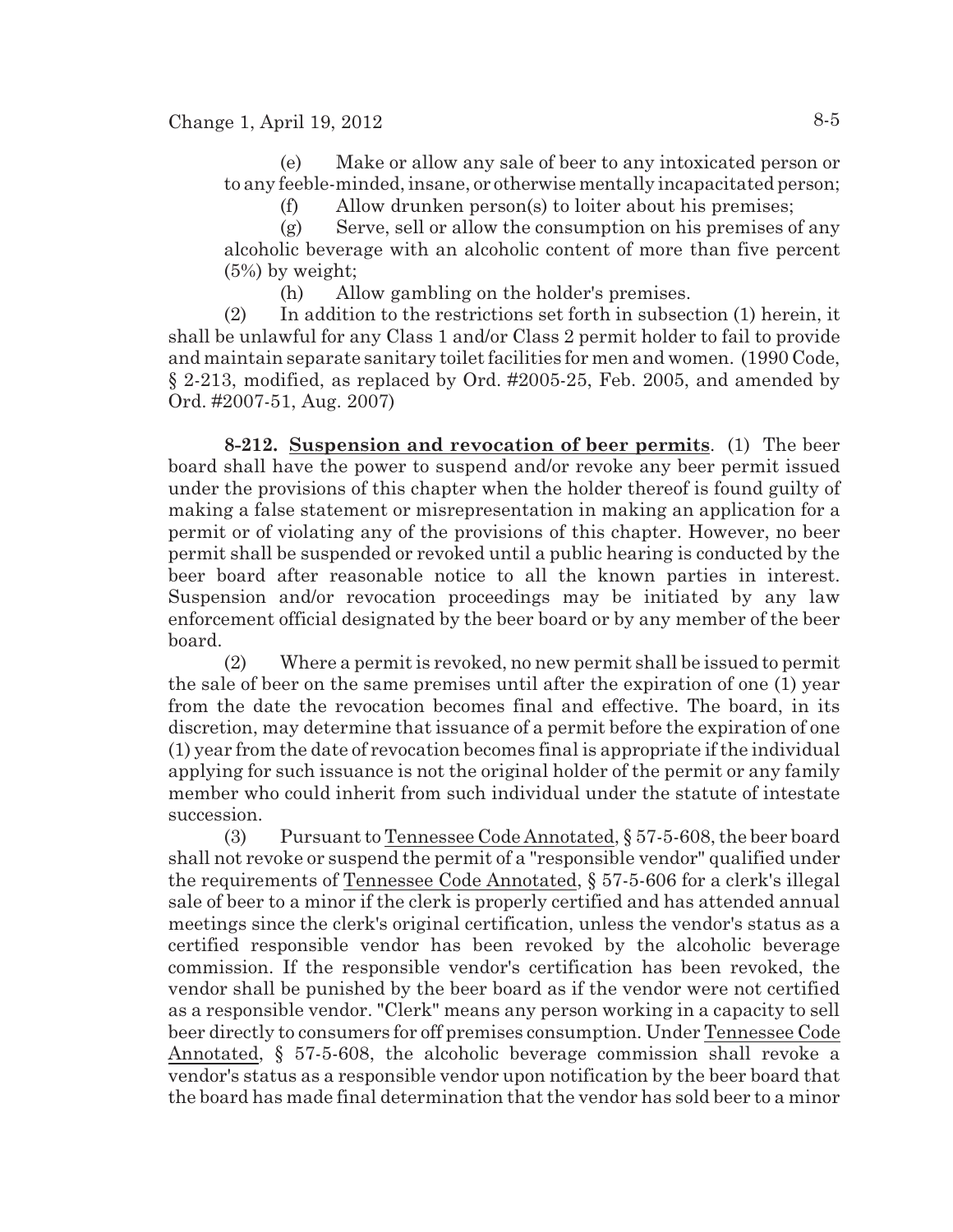(e) Make or allow any sale of beer to any intoxicated person or to any feeble-minded, insane, or otherwise mentally incapacitated person;

(f) Allow drunken person(s) to loiter about his premises;

(g) Serve, sell or allow the consumption on his premises of any alcoholic beverage with an alcoholic content of more than five percent (5%) by weight;

(h) Allow gambling on the holder's premises.

(2) In addition to the restrictions set forth in subsection (1) herein, it shall be unlawful for any Class 1 and/or Class 2 permit holder to fail to provide and maintain separate sanitary toilet facilities for men and women. (1990 Code, § 2-213, modified, as replaced by Ord. #2005-25, Feb. 2005, and amended by Ord. #2007-51, Aug. 2007)

**8-212. Suspension and revocation of beer permits**. (1) The beer board shall have the power to suspend and/or revoke any beer permit issued under the provisions of this chapter when the holder thereof is found guilty of making a false statement or misrepresentation in making an application for a permit or of violating any of the provisions of this chapter. However, no beer permit shall be suspended or revoked until a public hearing is conducted by the beer board after reasonable notice to all the known parties in interest. Suspension and/or revocation proceedings may be initiated by any law enforcement official designated by the beer board or by any member of the beer board.

(2) Where a permit is revoked, no new permit shall be issued to permit the sale of beer on the same premises until after the expiration of one (1) year from the date the revocation becomes final and effective. The board, in its discretion, may determine that issuance of a permit before the expiration of one (1) year from the date of revocation becomes final is appropriate if the individual applying for such issuance is not the original holder of the permit or any family member who could inherit from such individual under the statute of intestate succession.

(3) Pursuant to Tennessee Code Annotated, § 57-5-608, the beer board shall not revoke or suspend the permit of a "responsible vendor" qualified under the requirements of Tennessee Code Annotated, § 57-5-606 for a clerk's illegal sale of beer to a minor if the clerk is properly certified and has attended annual meetings since the clerk's original certification, unless the vendor's status as a certified responsible vendor has been revoked by the alcoholic beverage commission. If the responsible vendor's certification has been revoked, the vendor shall be punished by the beer board as if the vendor were not certified as a responsible vendor. "Clerk" means any person working in a capacity to sell beer directly to consumers for off premises consumption. Under Tennessee Code Annotated, § 57-5-608, the alcoholic beverage commission shall revoke a vendor's status as a responsible vendor upon notification by the beer board that the board has made final determination that the vendor has sold beer to a minor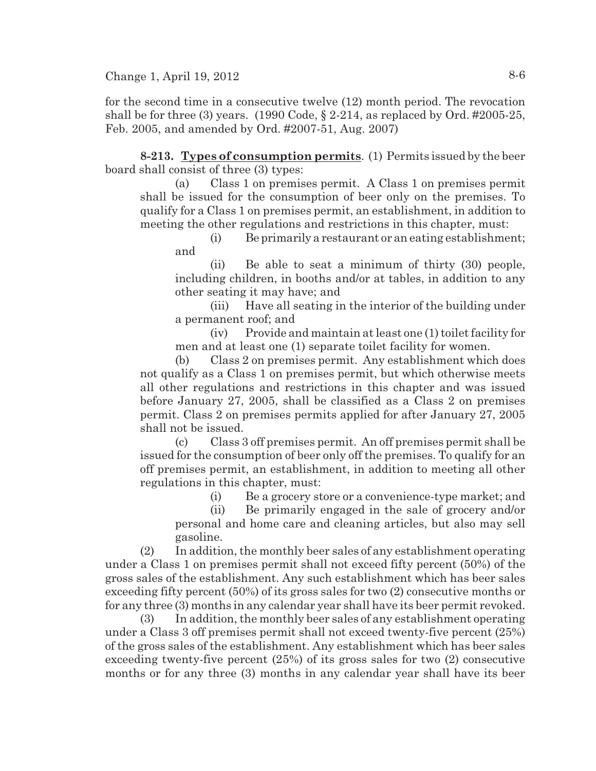for the second time in a consecutive twelve (12) month period. The revocation shall be for three (3) years. (1990 Code, § 2-214, as replaced by Ord. #2005-25, Feb. 2005, and amended by Ord. #2007-51, Aug. 2007)

**8-213. Types of consumption permits**. (1) Permits issued by the beer board shall consist of three (3) types:

(a) Class 1 on premises permit. A Class 1 on premises permit shall be issued for the consumption of beer only on the premises. To qualify for a Class 1 on premises permit, an establishment, in addition to meeting the other regulations and restrictions in this chapter, must:

(i) Be primarily a restaurant or an eating establishment; and

(ii) Be able to seat a minimum of thirty (30) people, including children, in booths and/or at tables, in addition to any other seating it may have; and

(iii) Have all seating in the interior of the building under a permanent roof; and

(iv) Provide and maintain at least one (1) toilet facility for men and at least one (1) separate toilet facility for women.

(b) Class 2 on premises permit. Any establishment which does not qualify as a Class 1 on premises permit, but which otherwise meets all other regulations and restrictions in this chapter and was issued before January 27, 2005, shall be classified as a Class 2 on premises permit. Class 2 on premises permits applied for after January 27, 2005 shall not be issued.

(c) Class 3 off premises permit. An off premises permit shall be issued for the consumption of beer only off the premises. To qualify for an off premises permit, an establishment, in addition to meeting all other regulations in this chapter, must:

(i) Be a grocery store or a convenience-type market; and

(ii) Be primarily engaged in the sale of grocery and/or personal and home care and cleaning articles, but also may sell gasoline.

(2) In addition, the monthly beer sales of any establishment operating under a Class 1 on premises permit shall not exceed fifty percent (50%) of the gross sales of the establishment. Any such establishment which has beer sales exceeding fifty percent (50%) of its gross sales for two (2) consecutive months or for any three (3) months in any calendar year shall have its beer permit revoked.

(3) In addition, the monthly beer sales of any establishment operating under a Class 3 off premises permit shall not exceed twenty-five percent (25%) of the gross sales of the establishment. Any establishment which has beer sales exceeding twenty-five percent (25%) of its gross sales for two (2) consecutive months or for any three (3) months in any calendar year shall have its beer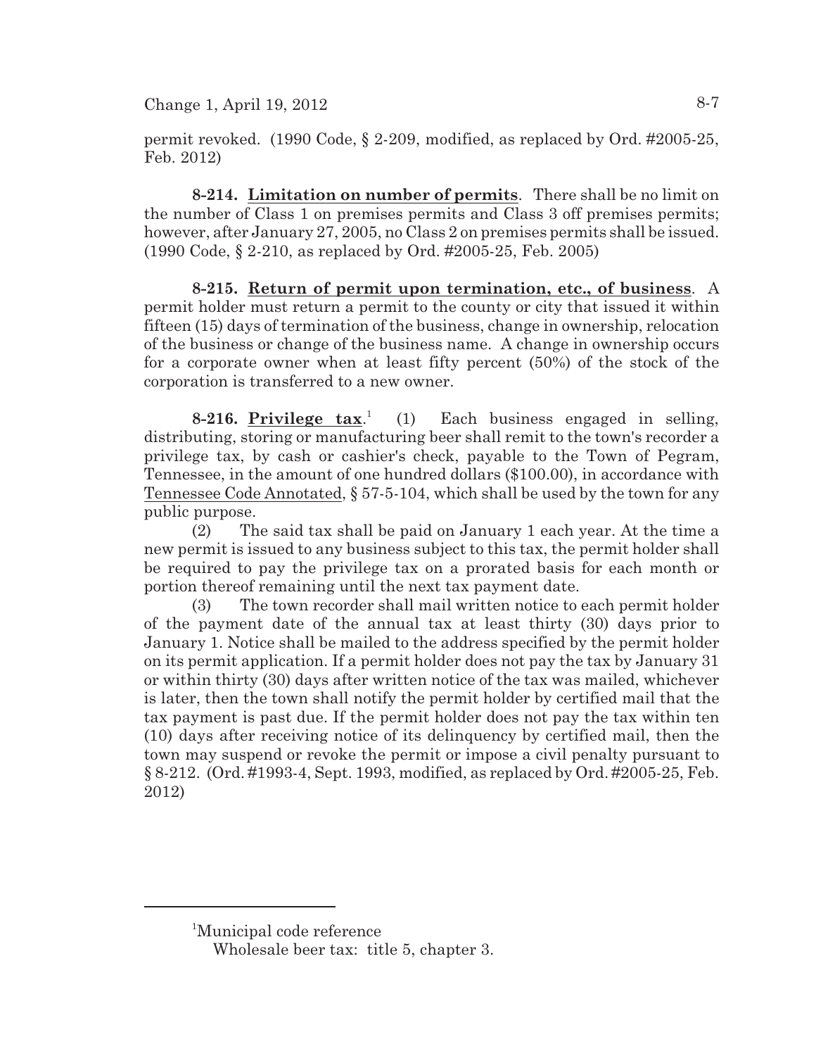permit revoked. (1990 Code, § 2-209, modified, as replaced by Ord. #2005-25, Feb. 2012)

**8-214. Limitation on number of permits**. There shall be no limit on the number of Class 1 on premises permits and Class 3 off premises permits; however, after January 27, 2005, no Class 2 on premises permits shall be issued. (1990 Code, § 2-210, as replaced by Ord. #2005-25, Feb. 2005)

**8-215. Return of permit upon termination, etc., of business**. A permit holder must return a permit to the county or city that issued it within fifteen (15) days of termination of the business, change in ownership, relocation of the business or change of the business name. A change in ownership occurs for a corporate owner when at least fifty percent (50%) of the stock of the corporation is transferred to a new owner.

**8-216. Privilege tax**.[1] (1) Each business engaged in selling, distributing, storing or manufacturing beer shall remit to the town's recorder a privilege tax, by cash or cashier's check, payable to the Town of Pegram, Tennessee, in the amount of one hundred dollars ($100.00), in accordance with Tennessee Code Annotated, § 57-5-104, which shall be used by the town for any public purpose.

(2) The said tax shall be paid on January 1 each year. At the time a new permit is issued to any business subject to this tax, the permit holder shall be required to pay the privilege tax on a prorated basis for each month or portion thereof remaining until the next tax payment date.

(3) The town recorder shall mail written notice to each permit holder of the payment date of the annual tax at least thirty (30) days prior to January 1. Notice shall be mailed to the address specified by the permit holder on its permit application. If a permit holder does not pay the tax by January 31 or within thirty (30) days after written notice of the tax was mailed, whichever is later, then the town shall notify the permit holder by certified mail that the tax payment is past due. If the permit holder does not pay the tax within ten (10) days after receiving notice of its delinquency by certified mail, then the town may suspend or revoke the permit or impose a civil penalty pursuant to § 8-212. (Ord. #1993-4, Sept. 1993, modified, as replaced by Ord. #2005-25, Feb. 2012)

---

[1]Municipal code reference
Wholesale beer tax: title 5, chapter 3.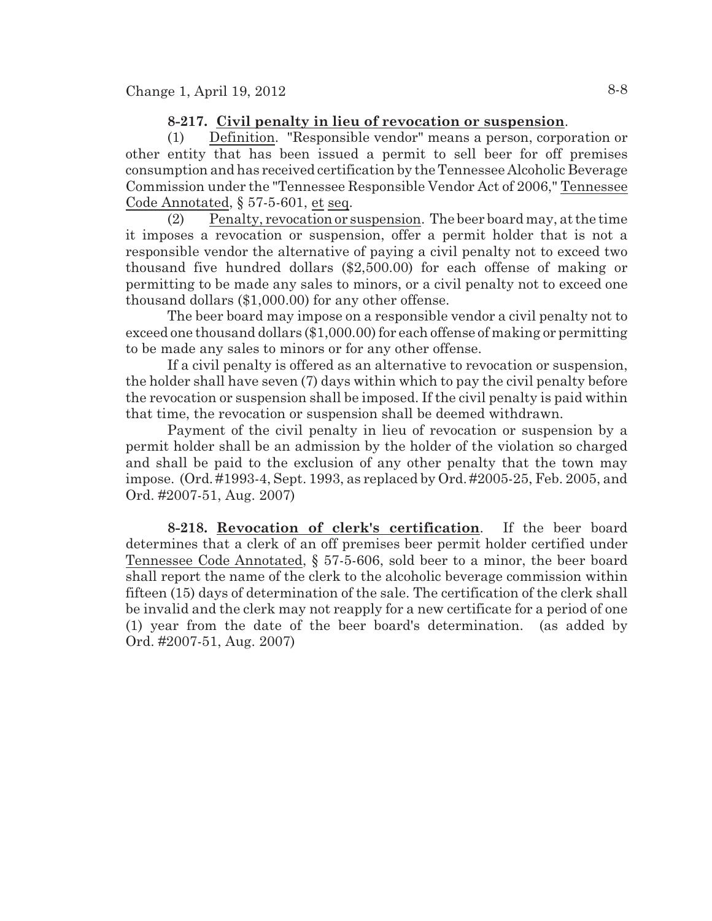**8-217. Civil penalty in lieu of revocation or suspension**.

(1) Definition. "Responsible vendor" means a person, corporation or other entity that has been issued a permit to sell beer for off premises consumption and has received certification by the Tennessee Alcoholic Beverage Commission under the "Tennessee Responsible Vendor Act of 2006," Tennessee Code Annotated, § 57-5-601, et seq.

(2) Penalty, revocation or suspension. The beer board may, at the time it imposes a revocation or suspension, offer a permit holder that is not a responsible vendor the alternative of paying a civil penalty not to exceed two thousand five hundred dollars ($2,500.00) for each offense of making or permitting to be made any sales to minors, or a civil penalty not to exceed one thousand dollars ($1,000.00) for any other offense.

The beer board may impose on a responsible vendor a civil penalty not to exceed one thousand dollars ($1,000.00) for each offense of making or permitting to be made any sales to minors or for any other offense.

If a civil penalty is offered as an alternative to revocation or suspension, the holder shall have seven (7) days within which to pay the civil penalty before the revocation or suspension shall be imposed. If the civil penalty is paid within that time, the revocation or suspension shall be deemed withdrawn.

Payment of the civil penalty in lieu of revocation or suspension by a permit holder shall be an admission by the holder of the violation so charged and shall be paid to the exclusion of any other penalty that the town may impose. (Ord. #1993-4, Sept. 1993, as replaced by Ord. #2005-25, Feb. 2005, and Ord. #2007-51, Aug. 2007)

**8-218. Revocation of clerk's certification**. If the beer board determines that a clerk of an off premises beer permit holder certified under Tennessee Code Annotated, § 57-5-606, sold beer to a minor, the beer board shall report the name of the clerk to the alcoholic beverage commission within fifteen (15) days of determination of the sale. The certification of the clerk shall be invalid and the clerk may not reapply for a new certificate for a period of one (1) year from the date of the beer board's determination. (as added by Ord. #2007-51, Aug. 2007)